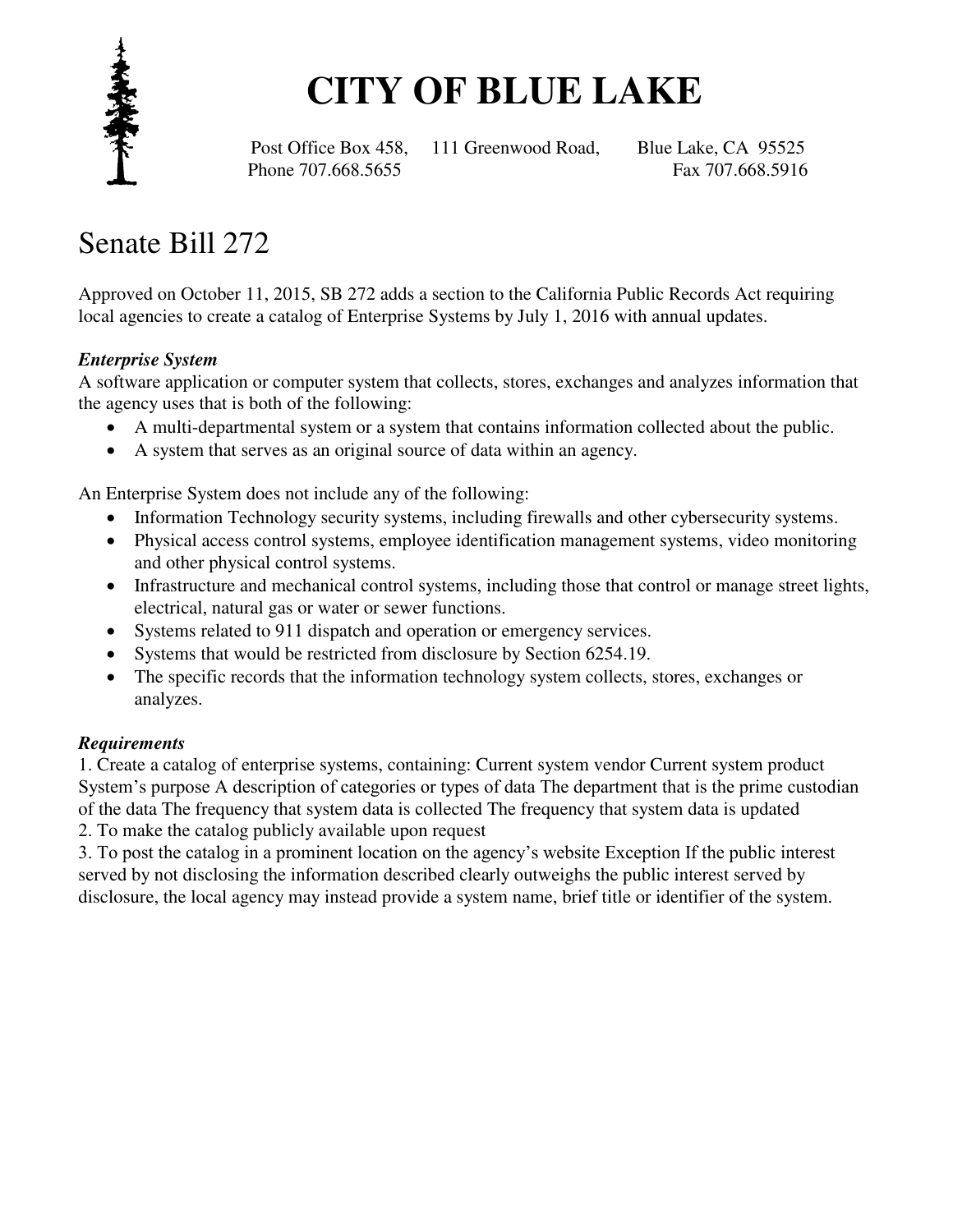# CITY OF BLUE LAKE

Post Office Box 458, 111 Greenwood Road, Blue Lake, CA 95525
Phone 707.668.5655 Fax 707.668.5916

## Senate Bill 272

Approved on October 11, 2015, SB 272 adds a section to the California Public Records Act requiring local agencies to create a catalog of Enterprise Systems by July 1, 2016 with annual updates.

***Enterprise System***

A software application or computer system that collects, stores, exchanges and analyzes information that the agency uses that is both of the following:

- A multi-departmental system or a system that contains information collected about the public.
- A system that serves as an original source of data within an agency.

An Enterprise System does not include any of the following:

- Information Technology security systems, including firewalls and other cybersecurity systems.
- Physical access control systems, employee identification management systems, video monitoring and other physical control systems.
- Infrastructure and mechanical control systems, including those that control or manage street lights, electrical, natural gas or water or sewer functions.
- Systems related to 911 dispatch and operation or emergency services.
- Systems that would be restricted from disclosure by Section 6254.19.
- The specific records that the information technology system collects, stores, exchanges or analyzes.

***Requirements***

1. Create a catalog of enterprise systems, containing: Current system vendor Current system product System's purpose A description of categories or types of data The department that is the prime custodian of the data The frequency that system data is collected The frequency that system data is updated
2. To make the catalog publicly available upon request
3. To post the catalog in a prominent location on the agency's website Exception If the public interest served by not disclosing the information described clearly outweighs the public interest served by disclosure, the local agency may instead provide a system name, brief title or identifier of the system.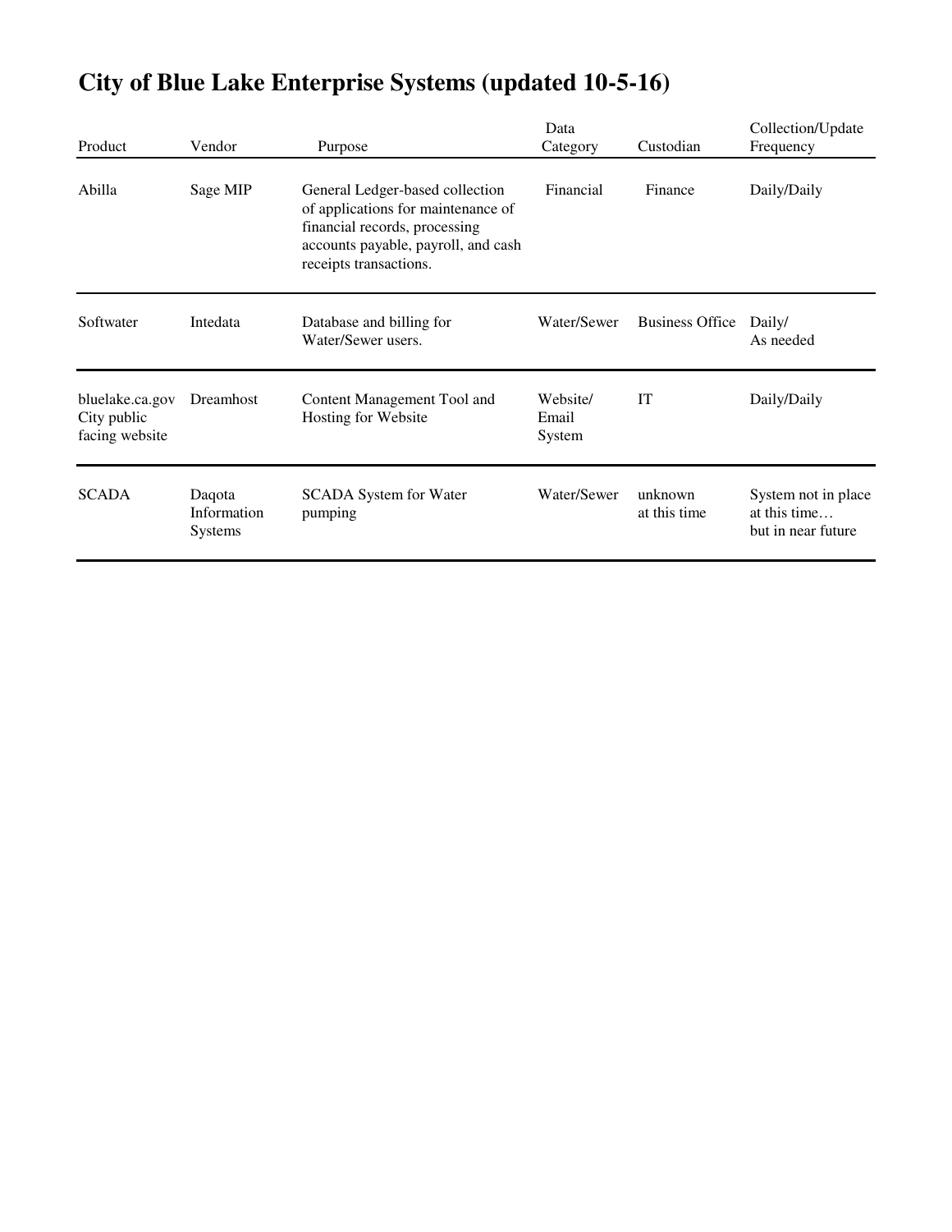# City of Blue Lake Enterprise Systems (updated 10-5-16)

| Product | Vendor | Purpose | Data Category | Custodian | Collection/Update Frequency |
|---|---|---|---|---|---|
| Abilla | Sage MIP | General Ledger-based collection of applications for maintenance of financial records, processing accounts payable, payroll, and cash receipts transactions. | Financial | Finance | Daily/Daily |
| Softwater | Intedata | Database and billing for Water/Sewer users. | Water/Sewer | Business Office | Daily/ As needed |
| bluelake.ca.gov City public facing website | Dreamhost | Content Management Tool and Hosting for Website | Website/ Email System | IT | Daily/Daily |
| SCADA | Daqota Information Systems | SCADA System for Water pumping | Water/Sewer | unknown at this time | System not in place at this time… but in near future |